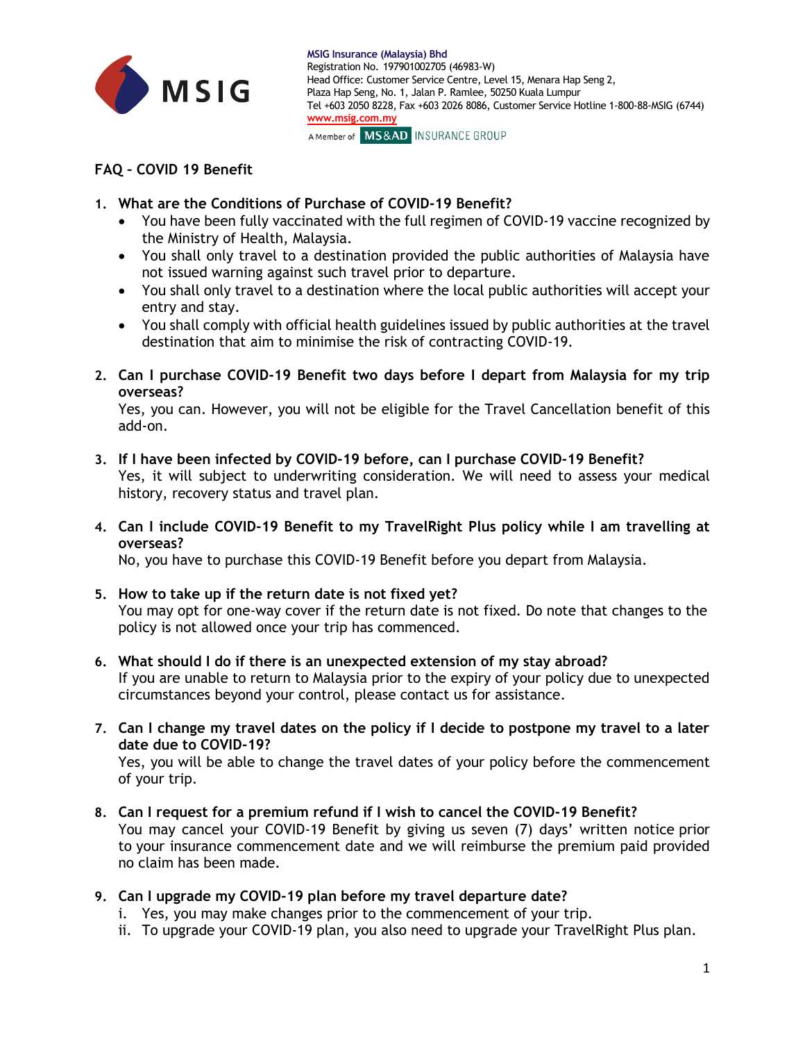MSIG Insurance (Malaysia) Bhd
Registration No. 197901002705 (46983-W)
Head Office: Customer Service Centre, Level 15, Menara Hap Seng 2, Plaza Hap Seng, No. 1, Jalan P. Ramlee, 50250 Kuala Lumpur
Tel +603 2050 8228, Fax +603 2026 8086, Customer Service Hotline 1-800-88-MSIG (6744)
www.msig.com.my
A Member of MS&AD INSURANCE GROUP

# FAQ – COVID 19 Benefit

1. **What are the Conditions of Purchase of COVID-19 Benefit?**
   - You have been fully vaccinated with the full regimen of COVID-19 vaccine recognized by the Ministry of Health, Malaysia.
   - You shall only travel to a destination provided the public authorities of Malaysia have not issued warning against such travel prior to departure.
   - You shall only travel to a destination where the local public authorities will accept your entry and stay.
   - You shall comply with official health guidelines issued by public authorities at the travel destination that aim to minimise the risk of contracting COVID-19.

2. **Can I purchase COVID-19 Benefit two days before I depart from Malaysia for my trip overseas?**
   Yes, you can. However, you will not be eligible for the Travel Cancellation benefit of this add-on.

3. **If I have been infected by COVID-19 before, can I purchase COVID-19 Benefit?**
   Yes, it will subject to underwriting consideration. We will need to assess your medical history, recovery status and travel plan.

4. **Can I include COVID-19 Benefit to my TravelRight Plus policy while I am travelling at overseas?**
   No, you have to purchase this COVID-19 Benefit before you depart from Malaysia.

5. **How to take up if the return date is not fixed yet?**
   You may opt for one-way cover if the return date is not fixed. Do note that changes to the policy is not allowed once your trip has commenced.

6. **What should I do if there is an unexpected extension of my stay abroad?**
   If you are unable to return to Malaysia prior to the expiry of your policy due to unexpected circumstances beyond your control, please contact us for assistance.

7. **Can I change my travel dates on the policy if I decide to postpone my travel to a later date due to COVID-19?**
   Yes, you will be able to change the travel dates of your policy before the commencement of your trip.

8. **Can I request for a premium refund if I wish to cancel the COVID-19 Benefit?**
   You may cancel your COVID-19 Benefit by giving us seven (7) days' written notice prior to your insurance commencement date and we will reimburse the premium paid provided no claim has been made.

9. **Can I upgrade my COVID-19 plan before my travel departure date?**
   i. Yes, you may make changes prior to the commencement of your trip.
   ii. To upgrade your COVID-19 plan, you also need to upgrade your TravelRight Plus plan.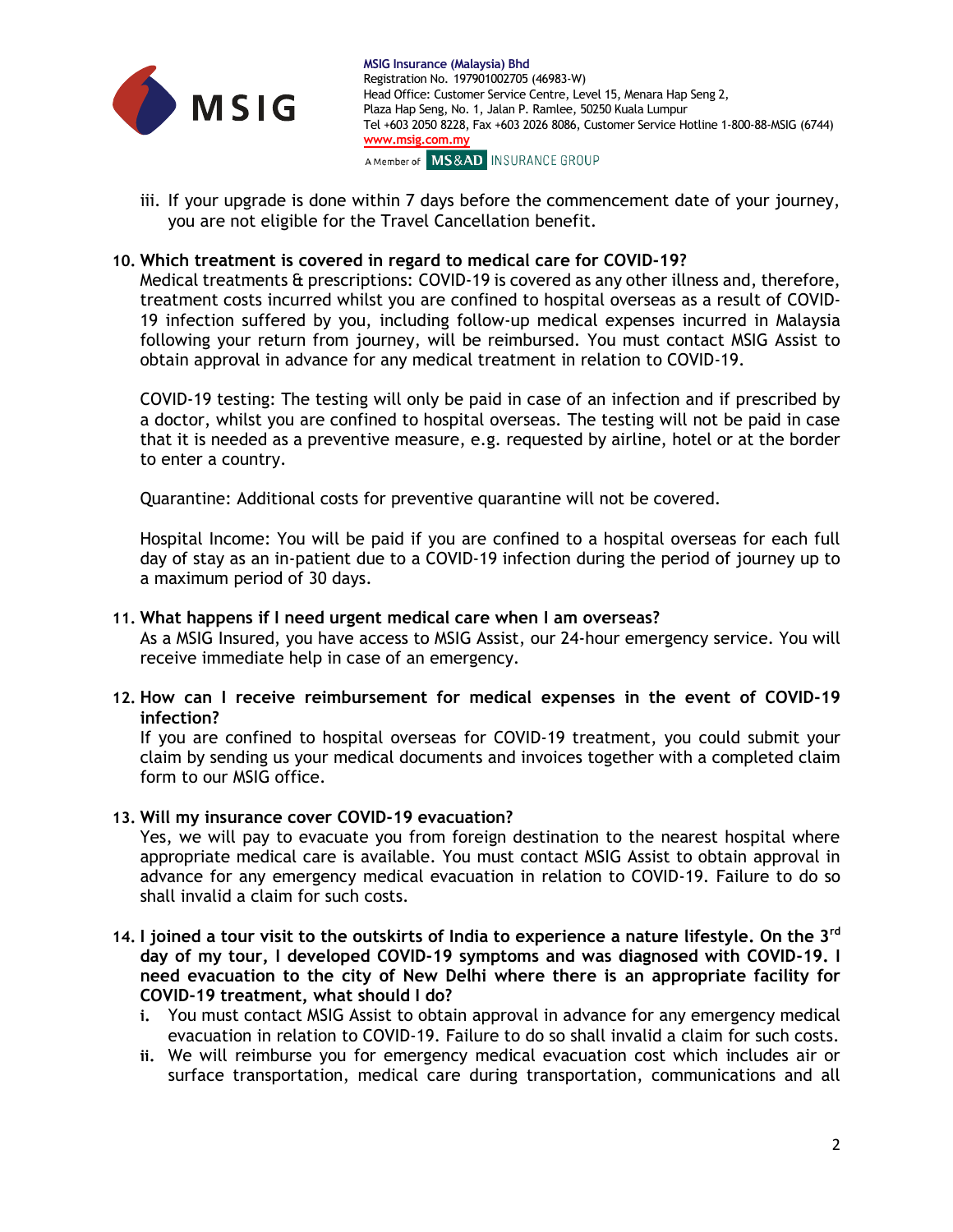iii. If your upgrade is done within 7 days before the commencement date of your journey, you are not eligible for the Travel Cancellation benefit.

**10. Which treatment is covered in regard to medical care for COVID-19?**

Medical treatments & prescriptions: COVID-19 is covered as any other illness and, therefore, treatment costs incurred whilst you are confined to hospital overseas as a result of COVID-19 infection suffered by you, including follow-up medical expenses incurred in Malaysia following your return from journey, will be reimbursed. You must contact MSIG Assist to obtain approval in advance for any medical treatment in relation to COVID-19.

COVID-19 testing: The testing will only be paid in case of an infection and if prescribed by a doctor, whilst you are confined to hospital overseas. The testing will not be paid in case that it is needed as a preventive measure, e.g. requested by airline, hotel or at the border to enter a country.

Quarantine: Additional costs for preventive quarantine will not be covered.

Hospital Income: You will be paid if you are confined to a hospital overseas for each full day of stay as an in-patient due to a COVID-19 infection during the period of journey up to a maximum period of 30 days.

**11. What happens if I need urgent medical care when I am overseas?**

As a MSIG Insured, you have access to MSIG Assist, our 24-hour emergency service. You will receive immediate help in case of an emergency.

**12. How can I receive reimbursement for medical expenses in the event of COVID-19 infection?**

If you are confined to hospital overseas for COVID-19 treatment, you could submit your claim by sending us your medical documents and invoices together with a completed claim form to our MSIG office.

**13. Will my insurance cover COVID-19 evacuation?**

Yes, we will pay to evacuate you from foreign destination to the nearest hospital where appropriate medical care is available. You must contact MSIG Assist to obtain approval in advance for any emergency medical evacuation in relation to COVID-19. Failure to do so shall invalid a claim for such costs.

**14. I joined a tour visit to the outskirts of India to experience a nature lifestyle. On the 3rd day of my tour, I developed COVID-19 symptoms and was diagnosed with COVID-19. I need evacuation to the city of New Delhi where there is an appropriate facility for COVID-19 treatment, what should I do?**

i. You must contact MSIG Assist to obtain approval in advance for any emergency medical evacuation in relation to COVID-19. Failure to do so shall invalid a claim for such costs.

ii. We will reimburse you for emergency medical evacuation cost which includes air or surface transportation, medical care during transportation, communications and all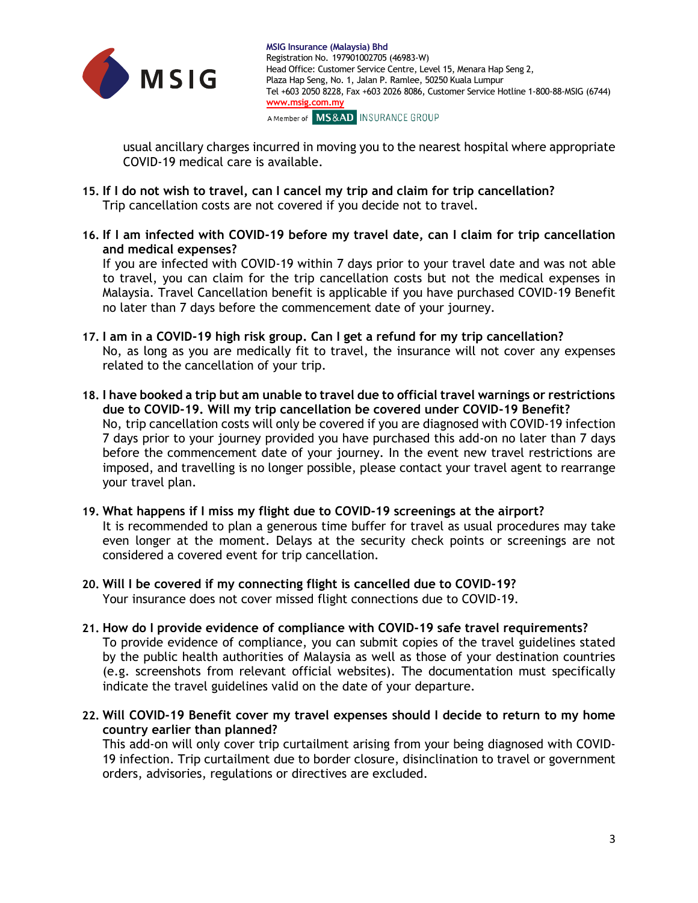usual ancillary charges incurred in moving you to the nearest hospital where appropriate COVID-19 medical care is available.

15. **If I do not wish to travel, can I cancel my trip and claim for trip cancellation?**
    Trip cancellation costs are not covered if you decide not to travel.

16. **If I am infected with COVID-19 before my travel date, can I claim for trip cancellation and medical expenses?**
    If you are infected with COVID-19 within 7 days prior to your travel date and was not able to travel, you can claim for the trip cancellation costs but not the medical expenses in Malaysia. Travel Cancellation benefit is applicable if you have purchased COVID-19 Benefit no later than 7 days before the commencement date of your journey.

17. **I am in a COVID-19 high risk group. Can I get a refund for my trip cancellation?**
    No, as long as you are medically fit to travel, the insurance will not cover any expenses related to the cancellation of your trip.

18. **I have booked a trip but am unable to travel due to official travel warnings or restrictions due to COVID-19. Will my trip cancellation be covered under COVID-19 Benefit?**
    No, trip cancellation costs will only be covered if you are diagnosed with COVID-19 infection 7 days prior to your journey provided you have purchased this add-on no later than 7 days before the commencement date of your journey. In the event new travel restrictions are imposed, and travelling is no longer possible, please contact your travel agent to rearrange your travel plan.

19. **What happens if I miss my flight due to COVID-19 screenings at the airport?**
    It is recommended to plan a generous time buffer for travel as usual procedures may take even longer at the moment. Delays at the security check points or screenings are not considered a covered event for trip cancellation.

20. **Will I be covered if my connecting flight is cancelled due to COVID-19?**
    Your insurance does not cover missed flight connections due to COVID-19.

21. **How do I provide evidence of compliance with COVID-19 safe travel requirements?**
    To provide evidence of compliance, you can submit copies of the travel guidelines stated by the public health authorities of Malaysia as well as those of your destination countries (e.g. screenshots from relevant official websites). The documentation must specifically indicate the travel guidelines valid on the date of your departure.

22. **Will COVID-19 Benefit cover my travel expenses should I decide to return to my home country earlier than planned?**
    This add-on will only cover trip curtailment arising from your being diagnosed with COVID-19 infection. Trip curtailment due to border closure, disinclination to travel or government orders, advisories, regulations or directives are excluded.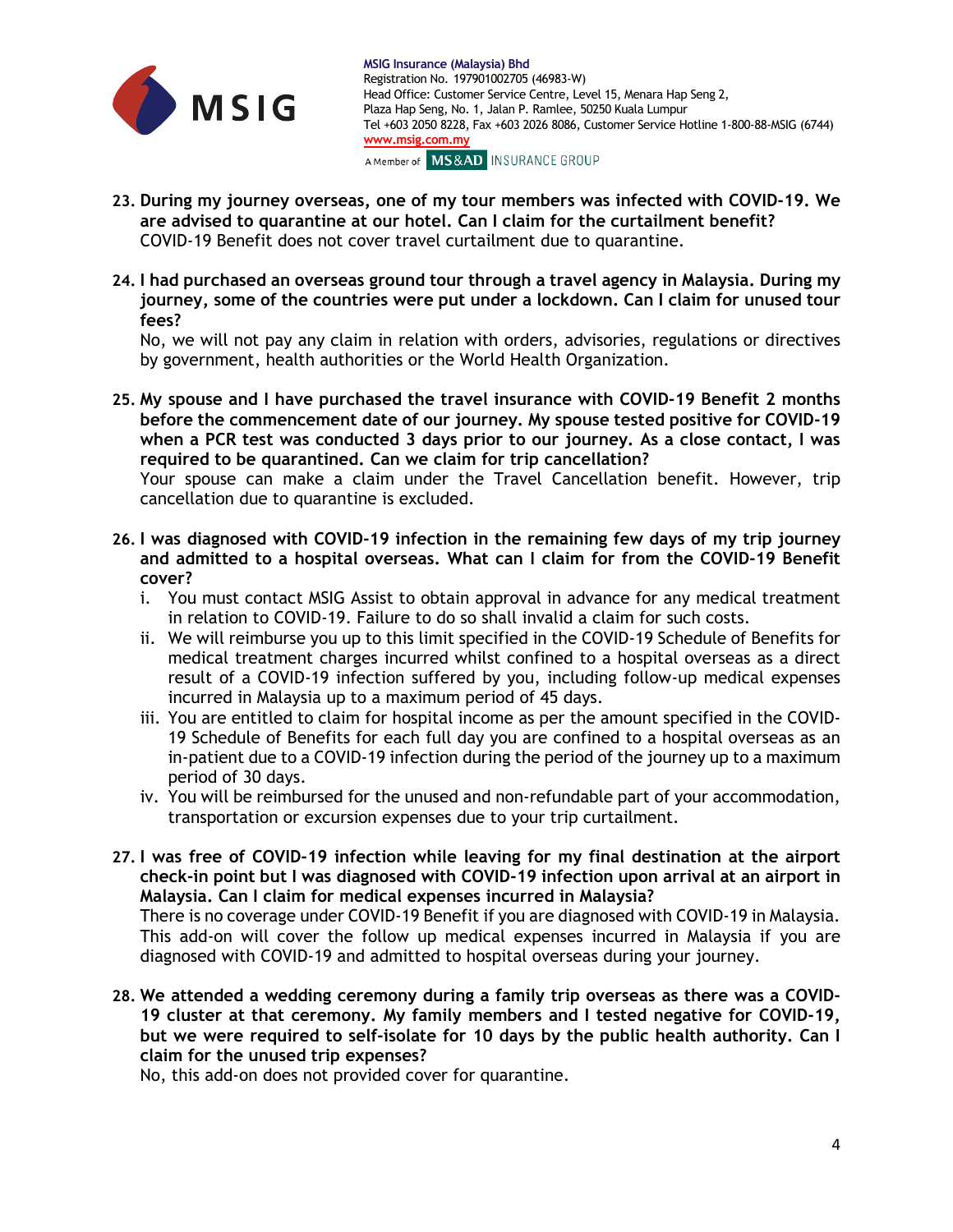23. **During my journey overseas, one of my tour members was infected with COVID-19. We are advised to quarantine at our hotel. Can I claim for the curtailment benefit?**
    COVID-19 Benefit does not cover travel curtailment due to quarantine.

24. **I had purchased an overseas ground tour through a travel agency in Malaysia. During my journey, some of the countries were put under a lockdown. Can I claim for unused tour fees?**
    No, we will not pay any claim in relation with orders, advisories, regulations or directives by government, health authorities or the World Health Organization.

25. **My spouse and I have purchased the travel insurance with COVID-19 Benefit 2 months before the commencement date of our journey. My spouse tested positive for COVID-19 when a PCR test was conducted 3 days prior to our journey. As a close contact, I was required to be quarantined. Can we claim for trip cancellation?**
    Your spouse can make a claim under the Travel Cancellation benefit. However, trip cancellation due to quarantine is excluded.

26. **I was diagnosed with COVID-19 infection in the remaining few days of my trip journey and admitted to a hospital overseas. What can I claim for from the COVID-19 Benefit cover?**
    i. You must contact MSIG Assist to obtain approval in advance for any medical treatment in relation to COVID-19. Failure to do so shall invalid a claim for such costs.
    ii. We will reimburse you up to this limit specified in the COVID-19 Schedule of Benefits for medical treatment charges incurred whilst confined to a hospital overseas as a direct result of a COVID-19 infection suffered by you, including follow-up medical expenses incurred in Malaysia up to a maximum period of 45 days.
    iii. You are entitled to claim for hospital income as per the amount specified in the COVID-19 Schedule of Benefits for each full day you are confined to a hospital overseas as an in-patient due to a COVID-19 infection during the period of the journey up to a maximum period of 30 days.
    iv. You will be reimbursed for the unused and non-refundable part of your accommodation, transportation or excursion expenses due to your trip curtailment.

27. **I was free of COVID-19 infection while leaving for my final destination at the airport check-in point but I was diagnosed with COVID-19 infection upon arrival at an airport in Malaysia. Can I claim for medical expenses incurred in Malaysia?**
    There is no coverage under COVID-19 Benefit if you are diagnosed with COVID-19 in Malaysia. This add-on will cover the follow up medical expenses incurred in Malaysia if you are diagnosed with COVID-19 and admitted to hospital overseas during your journey.

28. **We attended a wedding ceremony during a family trip overseas as there was a COVID-19 cluster at that ceremony. My family members and I tested negative for COVID-19, but we were required to self-isolate for 10 days by the public health authority. Can I claim for the unused trip expenses?**
    No, this add-on does not provided cover for quarantine.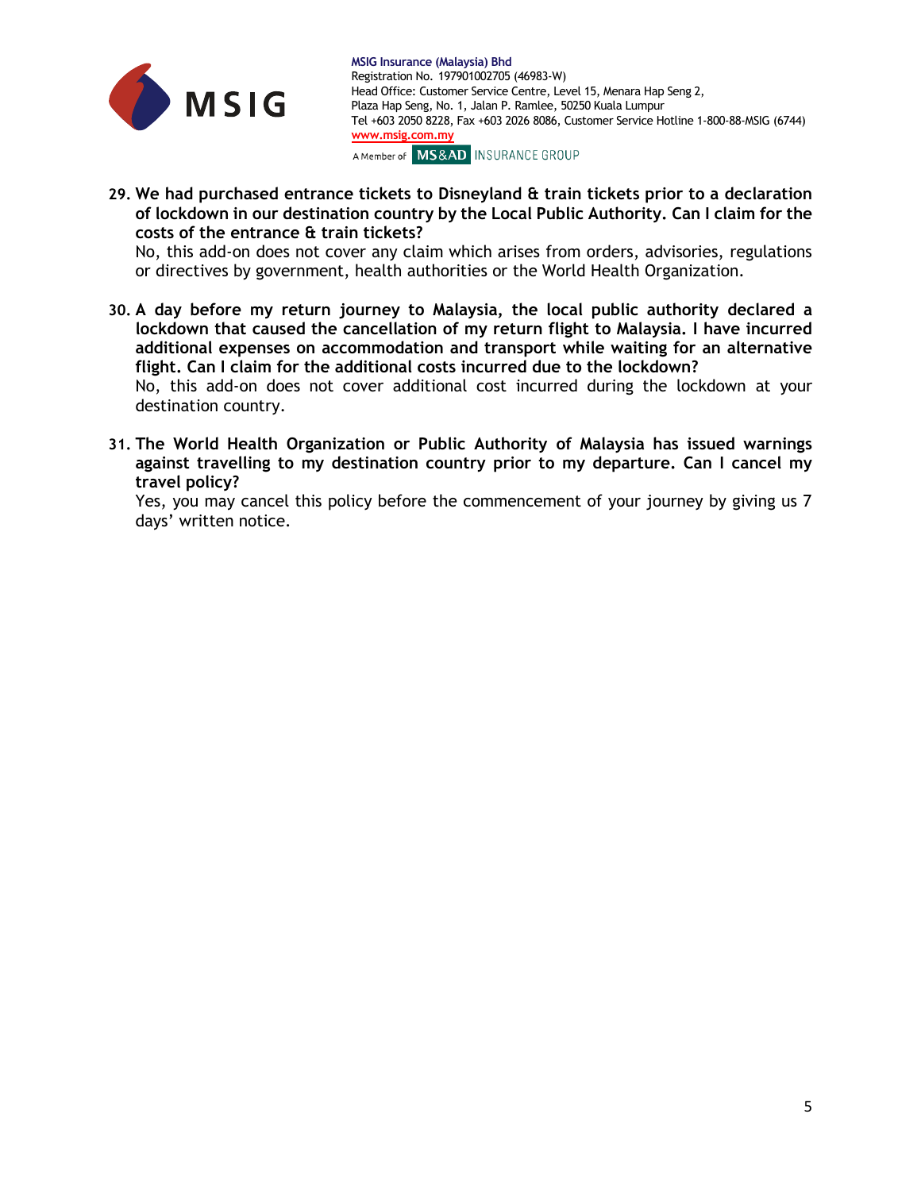29. **We had purchased entrance tickets to Disneyland & train tickets prior to a declaration of lockdown in our destination country by the Local Public Authority. Can I claim for the costs of the entrance & train tickets?**
    No, this add-on does not cover any claim which arises from orders, advisories, regulations or directives by government, health authorities or the World Health Organization.

30. **A day before my return journey to Malaysia, the local public authority declared a lockdown that caused the cancellation of my return flight to Malaysia. I have incurred additional expenses on accommodation and transport while waiting for an alternative flight. Can I claim for the additional costs incurred due to the lockdown?**
    No, this add-on does not cover additional cost incurred during the lockdown at your destination country.

31. **The World Health Organization or Public Authority of Malaysia has issued warnings against travelling to my destination country prior to my departure. Can I cancel my travel policy?**
    Yes, you may cancel this policy before the commencement of your journey by giving us 7 days' written notice.